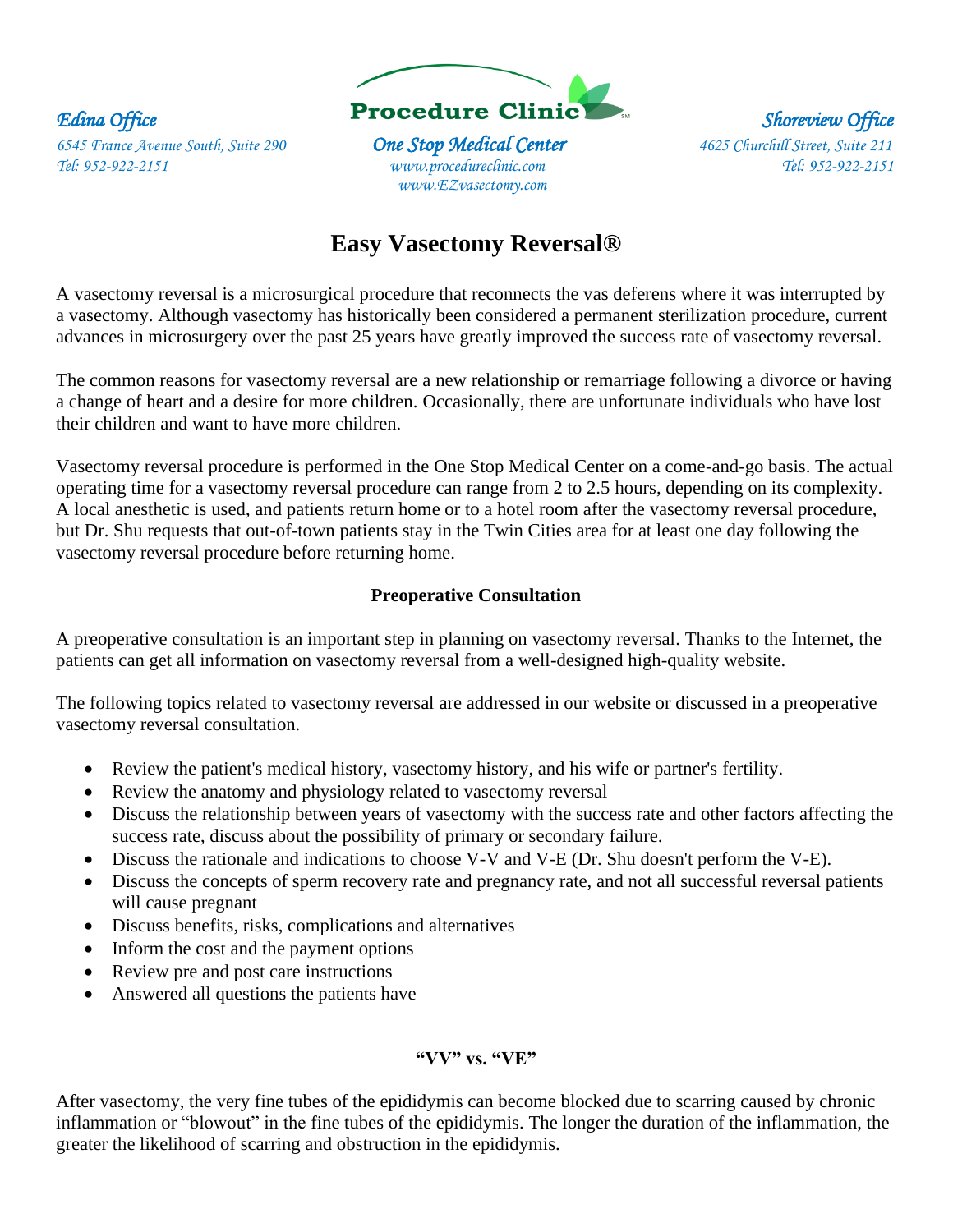*Edina Office*
*6545 France Avenue South, Suite 290*
*Tel: 952-922-2151*

**Procedure Clinic**
*One Stop Medical Center*
*www.procedureclinic.com*
*www.EZvasectomy.com*

*Shoreview Office*
*4625 Churchill Street, Suite 211*
*Tel: 952-922-2151*

# Easy Vasectomy Reversal®

A vasectomy reversal is a microsurgical procedure that reconnects the vas deferens where it was interrupted by a vasectomy. Although vasectomy has historically been considered a permanent sterilization procedure, current advances in microsurgery over the past 25 years have greatly improved the success rate of vasectomy reversal.

The common reasons for vasectomy reversal are a new relationship or remarriage following a divorce or having a change of heart and a desire for more children. Occasionally, there are unfortunate individuals who have lost their children and want to have more children.

Vasectomy reversal procedure is performed in the One Stop Medical Center on a come-and-go basis. The actual operating time for a vasectomy reversal procedure can range from 2 to 2.5 hours, depending on its complexity. A local anesthetic is used, and patients return home or to a hotel room after the vasectomy reversal procedure, but Dr. Shu requests that out-of-town patients stay in the Twin Cities area for at least one day following the vasectomy reversal procedure before returning home.

### Preoperative Consultation

A preoperative consultation is an important step in planning on vasectomy reversal. Thanks to the Internet, the patients can get all information on vasectomy reversal from a well-designed high-quality website.

The following topics related to vasectomy reversal are addressed in our website or discussed in a preoperative vasectomy reversal consultation.

- Review the patient's medical history, vasectomy history, and his wife or partner's fertility.
- Review the anatomy and physiology related to vasectomy reversal
- Discuss the relationship between years of vasectomy with the success rate and other factors affecting the success rate, discuss about the possibility of primary or secondary failure.
- Discuss the rationale and indications to choose V-V and V-E (Dr. Shu doesn't perform the V-E).
- Discuss the concepts of sperm recovery rate and pregnancy rate, and not all successful reversal patients will cause pregnant
- Discuss benefits, risks, complications and alternatives
- Inform the cost and the payment options
- Review pre and post care instructions
- Answered all questions the patients have

### "VV" vs. "VE"

After vasectomy, the very fine tubes of the epididymis can become blocked due to scarring caused by chronic inflammation or "blowout" in the fine tubes of the epididymis. The longer the duration of the inflammation, the greater the likelihood of scarring and obstruction in the epididymis.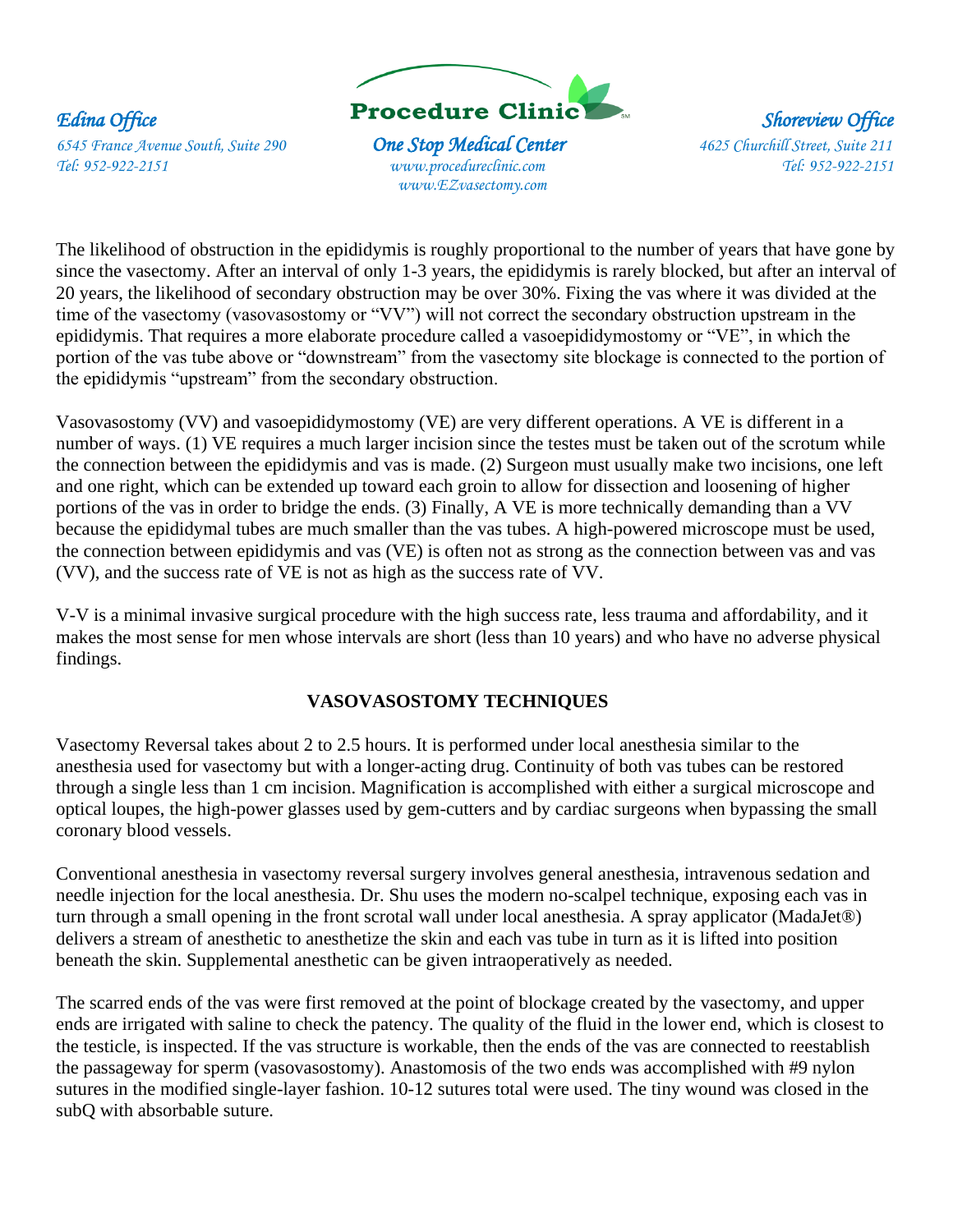The likelihood of obstruction in the epididymis is roughly proportional to the number of years that have gone by since the vasectomy. After an interval of only 1-3 years, the epididymis is rarely blocked, but after an interval of 20 years, the likelihood of secondary obstruction may be over 30%. Fixing the vas where it was divided at the time of the vasectomy (vasovasostomy or "VV") will not correct the secondary obstruction upstream in the epididymis. That requires a more elaborate procedure called a vasoepididymostomy or "VE", in which the portion of the vas tube above or "downstream" from the vasectomy site blockage is connected to the portion of the epididymis "upstream" from the secondary obstruction.

Vasovasostomy (VV) and vasoepididymostomy (VE) are very different operations. A VE is different in a number of ways. (1) VE requires a much larger incision since the testes must be taken out of the scrotum while the connection between the epididymis and vas is made. (2) Surgeon must usually make two incisions, one left and one right, which can be extended up toward each groin to allow for dissection and loosening of higher portions of the vas in order to bridge the ends. (3) Finally, A VE is more technically demanding than a VV because the epididymal tubes are much smaller than the vas tubes. A high-powered microscope must be used, the connection between epididymis and vas (VE) is often not as strong as the connection between vas and vas (VV), and the success rate of VE is not as high as the success rate of VV.

V-V is a minimal invasive surgical procedure with the high success rate, less trauma and affordability, and it makes the most sense for men whose intervals are short (less than 10 years) and who have no adverse physical findings.

## VASOVASOSTOMY TECHNIQUES

Vasectomy Reversal takes about 2 to 2.5 hours. It is performed under local anesthesia similar to the anesthesia used for vasectomy but with a longer-acting drug. Continuity of both vas tubes can be restored through a single less than 1 cm incision. Magnification is accomplished with either a surgical microscope and optical loupes, the high-power glasses used by gem-cutters and by cardiac surgeons when bypassing the small coronary blood vessels.

Conventional anesthesia in vasectomy reversal surgery involves general anesthesia, intravenous sedation and needle injection for the local anesthesia. Dr. Shu uses the modern no-scalpel technique, exposing each vas in turn through a small opening in the front scrotal wall under local anesthesia. A spray applicator (MadaJet®) delivers a stream of anesthetic to anesthetize the skin and each vas tube in turn as it is lifted into position beneath the skin. Supplemental anesthetic can be given intraoperatively as needed.

The scarred ends of the vas were first removed at the point of blockage created by the vasectomy, and upper ends are irrigated with saline to check the patency. The quality of the fluid in the lower end, which is closest to the testicle, is inspected. If the vas structure is workable, then the ends of the vas are connected to reestablish the passageway for sperm (vasovasostomy). Anastomosis of the two ends was accomplished with #9 nylon sutures in the modified single-layer fashion. 10-12 sutures total were used. The tiny wound was closed in the subQ with absorbable suture.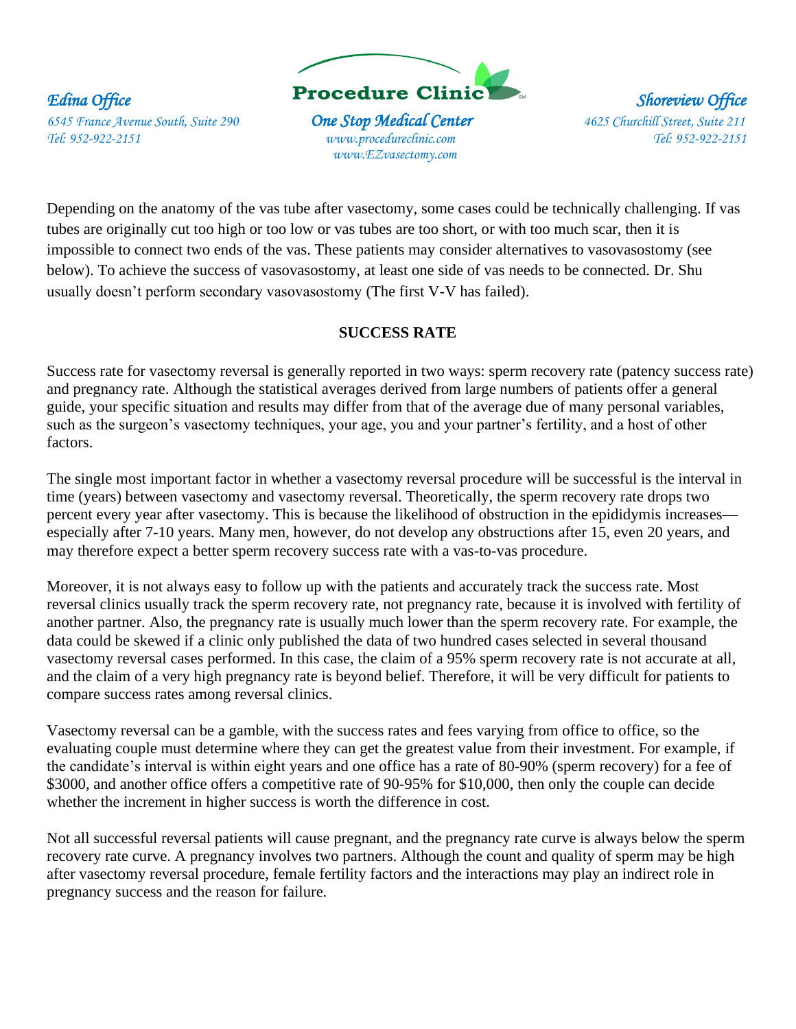Depending on the anatomy of the vas tube after vasectomy, some cases could be technically challenging. If vas tubes are originally cut too high or too low or vas tubes are too short, or with too much scar, then it is impossible to connect two ends of the vas. These patients may consider alternatives to vasovasostomy (see below). To achieve the success of vasovasostomy, at least one side of vas needs to be connected. Dr. Shu usually doesn't perform secondary vasovasostomy (The first V-V has failed).

## SUCCESS RATE

Success rate for vasectomy reversal is generally reported in two ways: sperm recovery rate (patency success rate) and pregnancy rate. Although the statistical averages derived from large numbers of patients offer a general guide, your specific situation and results may differ from that of the average due of many personal variables, such as the surgeon's vasectomy techniques, your age, you and your partner's fertility, and a host of other factors.

The single most important factor in whether a vasectomy reversal procedure will be successful is the interval in time (years) between vasectomy and vasectomy reversal. Theoretically, the sperm recovery rate drops two percent every year after vasectomy. This is because the likelihood of obstruction in the epididymis increases—especially after 7-10 years. Many men, however, do not develop any obstructions after 15, even 20 years, and may therefore expect a better sperm recovery success rate with a vas-to-vas procedure.

Moreover, it is not always easy to follow up with the patients and accurately track the success rate. Most reversal clinics usually track the sperm recovery rate, not pregnancy rate, because it is involved with fertility of another partner. Also, the pregnancy rate is usually much lower than the sperm recovery rate. For example, the data could be skewed if a clinic only published the data of two hundred cases selected in several thousand vasectomy reversal cases performed. In this case, the claim of a 95% sperm recovery rate is not accurate at all, and the claim of a very high pregnancy rate is beyond belief. Therefore, it will be very difficult for patients to compare success rates among reversal clinics.

Vasectomy reversal can be a gamble, with the success rates and fees varying from office to office, so the evaluating couple must determine where they can get the greatest value from their investment. For example, if the candidate's interval is within eight years and one office has a rate of 80-90% (sperm recovery) for a fee of $3000, and another office offers a competitive rate of 90-95% for $10,000, then only the couple can decide whether the increment in higher success is worth the difference in cost.

Not all successful reversal patients will cause pregnant, and the pregnancy rate curve is always below the sperm recovery rate curve. A pregnancy involves two partners. Although the count and quality of sperm may be high after vasectomy reversal procedure, female fertility factors and the interactions may play an indirect role in pregnancy success and the reason for failure.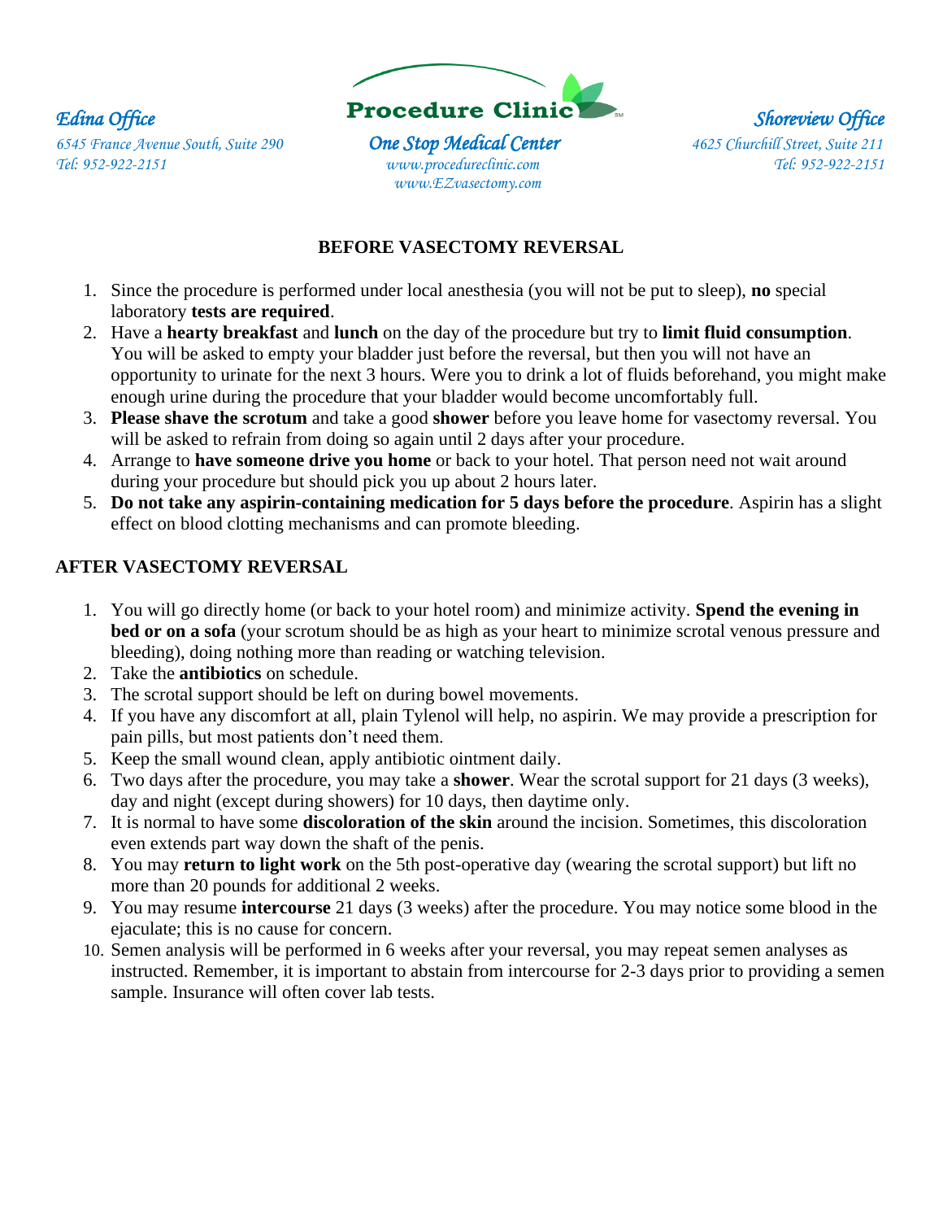*Edina Office*
*6545 France Avenue South, Suite 290*
*Tel: 952-922-2151*

**Procedure Clinic**
***One Stop Medical Center***
*www.procedureclinic.com*
*www.EZvasectomy.com*

*Shoreview Office*
*4625 Churchill Street, Suite 211*
*Tel: 952-922-2151*

## BEFORE VASECTOMY REVERSAL

1. Since the procedure is performed under local anesthesia (you will not be put to sleep), **no** special laboratory **tests are required**.
2. Have a **hearty breakfast** and **lunch** on the day of the procedure but try to **limit fluid consumption**. You will be asked to empty your bladder just before the reversal, but then you will not have an opportunity to urinate for the next 3 hours. Were you to drink a lot of fluids beforehand, you might make enough urine during the procedure that your bladder would become uncomfortably full.
3. **Please shave the scrotum** and take a good **shower** before you leave home for vasectomy reversal. You will be asked to refrain from doing so again until 2 days after your procedure.
4. Arrange to **have someone drive you home** or back to your hotel. That person need not wait around during your procedure but should pick you up about 2 hours later.
5. **Do not take any aspirin-containing medication for 5 days before the procedure**. Aspirin has a slight effect on blood clotting mechanisms and can promote bleeding.

## AFTER VASECTOMY REVERSAL

1. You will go directly home (or back to your hotel room) and minimize activity. **Spend the evening in bed or on a sofa** (your scrotum should be as high as your heart to minimize scrotal venous pressure and bleeding), doing nothing more than reading or watching television.
2. Take the **antibiotics** on schedule.
3. The scrotal support should be left on during bowel movements.
4. If you have any discomfort at all, plain Tylenol will help, no aspirin. We may provide a prescription for pain pills, but most patients don't need them.
5. Keep the small wound clean, apply antibiotic ointment daily.
6. Two days after the procedure, you may take a **shower**. Wear the scrotal support for 21 days (3 weeks), day and night (except during showers) for 10 days, then daytime only.
7. It is normal to have some **discoloration of the skin** around the incision. Sometimes, this discoloration even extends part way down the shaft of the penis.
8. You may **return to light work** on the 5th post-operative day (wearing the scrotal support) but lift no more than 20 pounds for additional 2 weeks.
9. You may resume **intercourse** 21 days (3 weeks) after the procedure. You may notice some blood in the ejaculate; this is no cause for concern.
10. Semen analysis will be performed in 6 weeks after your reversal, you may repeat semen analyses as instructed. Remember, it is important to abstain from intercourse for 2-3 days prior to providing a semen sample. Insurance will often cover lab tests.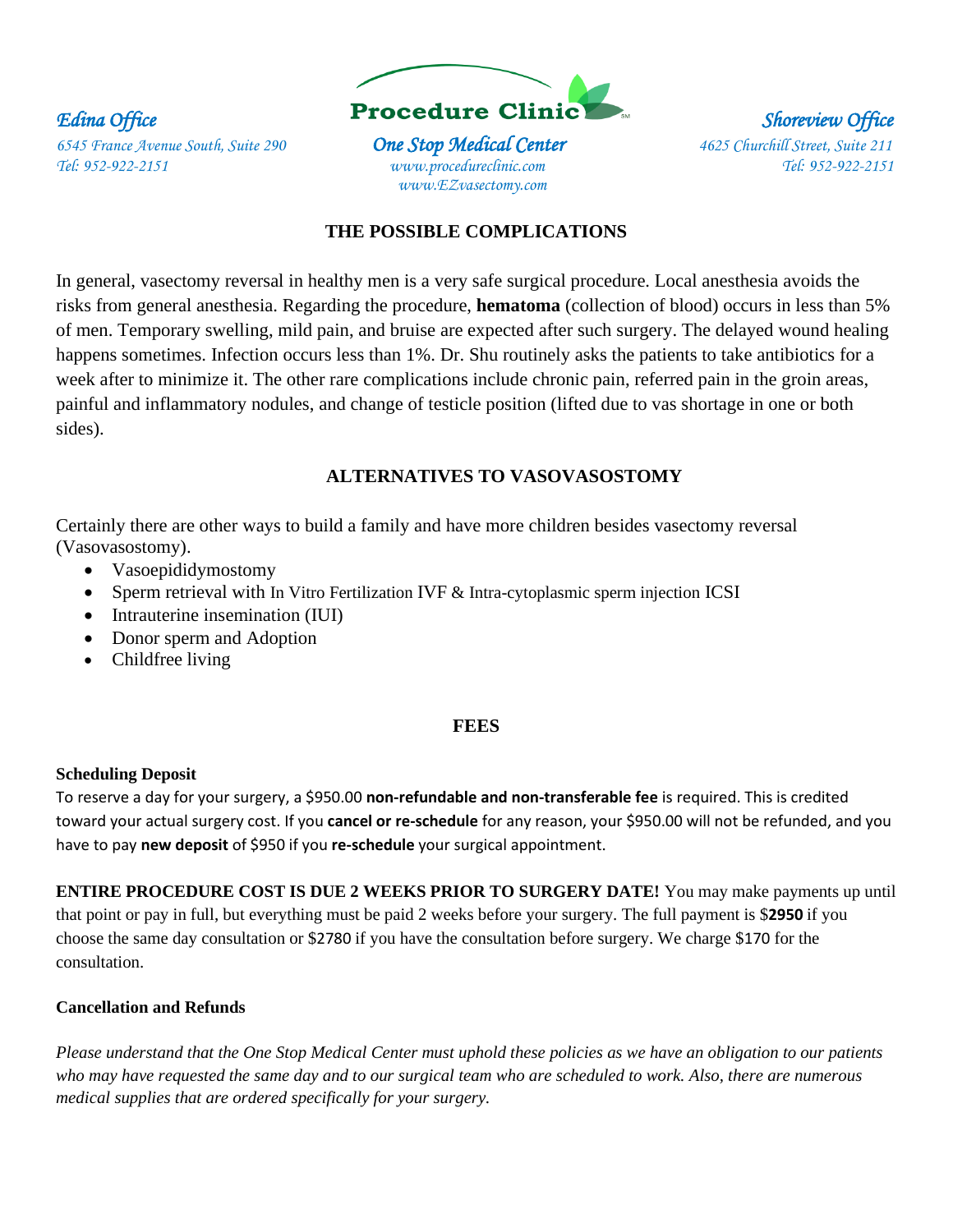## THE POSSIBLE COMPLICATIONS

In general, vasectomy reversal in healthy men is a very safe surgical procedure. Local anesthesia avoids the risks from general anesthesia. Regarding the procedure, **hematoma** (collection of blood) occurs in less than 5% of men. Temporary swelling, mild pain, and bruise are expected after such surgery. The delayed wound healing happens sometimes. Infection occurs less than 1%. Dr. Shu routinely asks the patients to take antibiotics for a week after to minimize it. The other rare complications include chronic pain, referred pain in the groin areas, painful and inflammatory nodules, and change of testicle position (lifted due to vas shortage in one or both sides).

## ALTERNATIVES TO VASOVASOSTOMY

Certainly there are other ways to build a family and have more children besides vasectomy reversal (Vasovasostomy).

- Vasoepididymostomy
- Sperm retrieval with In Vitro Fertilization IVF & Intra-cytoplasmic sperm injection ICSI
- Intrauterine insemination (IUI)
- Donor sperm and Adoption
- Childfree living

## FEES

**Scheduling Deposit**

To reserve a day for your surgery, a $950.00 **non-refundable and non-transferable fee** is required. This is credited toward your actual surgery cost. If you **cancel or re-schedule** for any reason, your $950.00 will not be refunded, and you have to pay **new deposit** of $950 if you **re-schedule** your surgical appointment.

**ENTIRE PROCEDURE COST IS DUE 2 WEEKS PRIOR TO SURGERY DATE!** You may make payments up until that point or pay in full, but everything must be paid 2 weeks before your surgery. The full payment is $**2950** if you choose the same day consultation or $2780 if you have the consultation before surgery. We charge $170 for the consultation.

**Cancellation and Refunds**

*Please understand that the One Stop Medical Center must uphold these policies as we have an obligation to our patients who may have requested the same day and to our surgical team who are scheduled to work. Also, there are numerous medical supplies that are ordered specifically for your surgery.*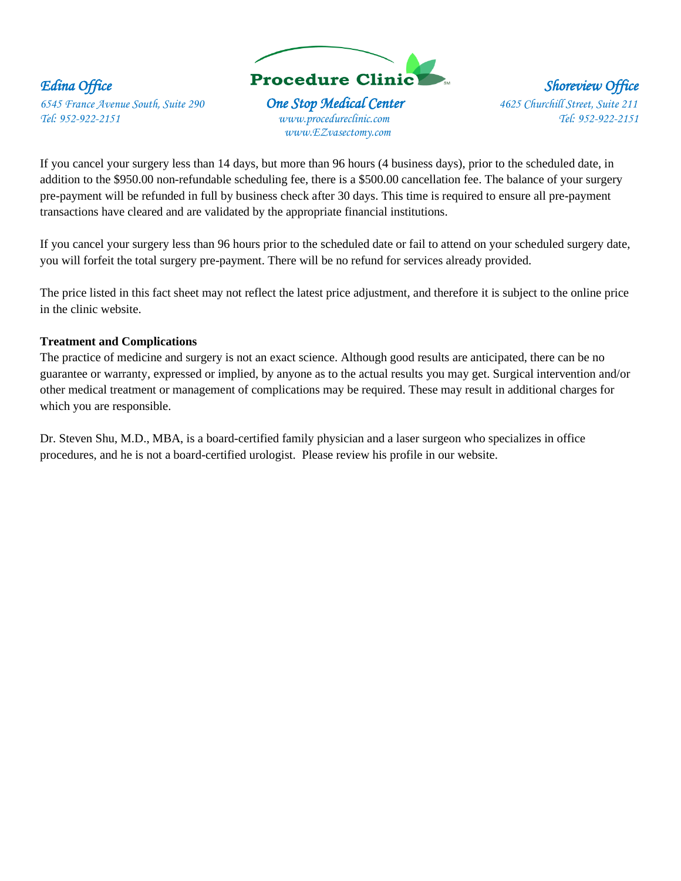If you cancel your surgery less than 14 days, but more than 96 hours (4 business days), prior to the scheduled date, in addition to the $950.00 non-refundable scheduling fee, there is a $500.00 cancellation fee. The balance of your surgery pre-payment will be refunded in full by business check after 30 days. This time is required to ensure all pre-payment transactions have cleared and are validated by the appropriate financial institutions.

If you cancel your surgery less than 96 hours prior to the scheduled date or fail to attend on your scheduled surgery date, you will forfeit the total surgery pre-payment. There will be no refund for services already provided.

The price listed in this fact sheet may not reflect the latest price adjustment, and therefore it is subject to the online price in the clinic website.

**Treatment and Complications**

The practice of medicine and surgery is not an exact science. Although good results are anticipated, there can be no guarantee or warranty, expressed or implied, by anyone as to the actual results you may get. Surgical intervention and/or other medical treatment or management of complications may be required. These may result in additional charges for which you are responsible.

Dr. Steven Shu, M.D., MBA, is a board-certified family physician and a laser surgeon who specializes in office procedures, and he is not a board-certified urologist. Please review his profile in our website.